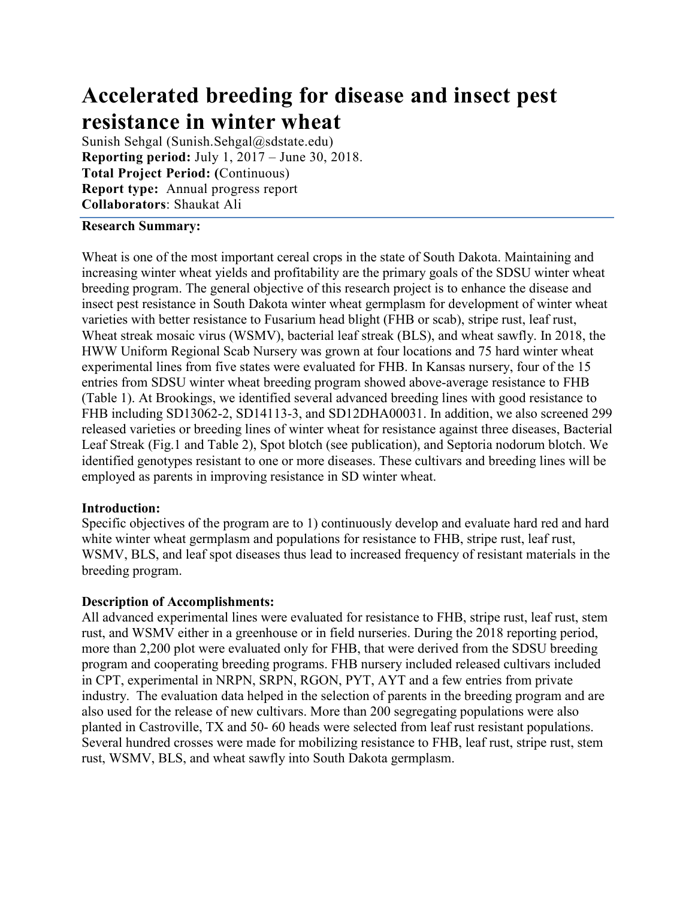# Accelerated breeding for disease and insect pest resistance in winter wheat

Sunish Sehgal (Sunish.Sehgal@sdstate.edu)
**Reporting period:** July 1, 2017 – June 30, 2018.
**Total Project Period: (**Continuous)
**Report type:** Annual progress report
**Collaborators**: Shaukat Ali

**Research Summary:**

Wheat is one of the most important cereal crops in the state of South Dakota. Maintaining and increasing winter wheat yields and profitability are the primary goals of the SDSU winter wheat breeding program. The general objective of this research project is to enhance the disease and insect pest resistance in South Dakota winter wheat germplasm for development of winter wheat varieties with better resistance to Fusarium head blight (FHB or scab), stripe rust, leaf rust, Wheat streak mosaic virus (WSMV), bacterial leaf streak (BLS), and wheat sawfly. In 2018, the HWW Uniform Regional Scab Nursery was grown at four locations and 75 hard winter wheat experimental lines from five states were evaluated for FHB. In Kansas nursery, four of the 15 entries from SDSU winter wheat breeding program showed above-average resistance to FHB (Table 1). At Brookings, we identified several advanced breeding lines with good resistance to FHB including SD13062-2, SD14113-3, and SD12DHA00031. In addition, we also screened 299 released varieties or breeding lines of winter wheat for resistance against three diseases, Bacterial Leaf Streak (Fig.1 and Table 2), Spot blotch (see publication), and Septoria nodorum blotch. We identified genotypes resistant to one or more diseases. These cultivars and breeding lines will be employed as parents in improving resistance in SD winter wheat.

**Introduction:**
Specific objectives of the program are to 1) continuously develop and evaluate hard red and hard white winter wheat germplasm and populations for resistance to FHB, stripe rust, leaf rust, WSMV, BLS, and leaf spot diseases thus lead to increased frequency of resistant materials in the breeding program.

**Description of Accomplishments:**
All advanced experimental lines were evaluated for resistance to FHB, stripe rust, leaf rust, stem rust, and WSMV either in a greenhouse or in field nurseries. During the 2018 reporting period, more than 2,200 plot were evaluated only for FHB, that were derived from the SDSU breeding program and cooperating breeding programs. FHB nursery included released cultivars included in CPT, experimental in NRPN, SRPN, RGON, PYT, AYT and a few entries from private industry. The evaluation data helped in the selection of parents in the breeding program and are also used for the release of new cultivars. More than 200 segregating populations were also planted in Castroville, TX and 50- 60 heads were selected from leaf rust resistant populations. Several hundred crosses were made for mobilizing resistance to FHB, leaf rust, stripe rust, stem rust, WSMV, BLS, and wheat sawfly into South Dakota germplasm.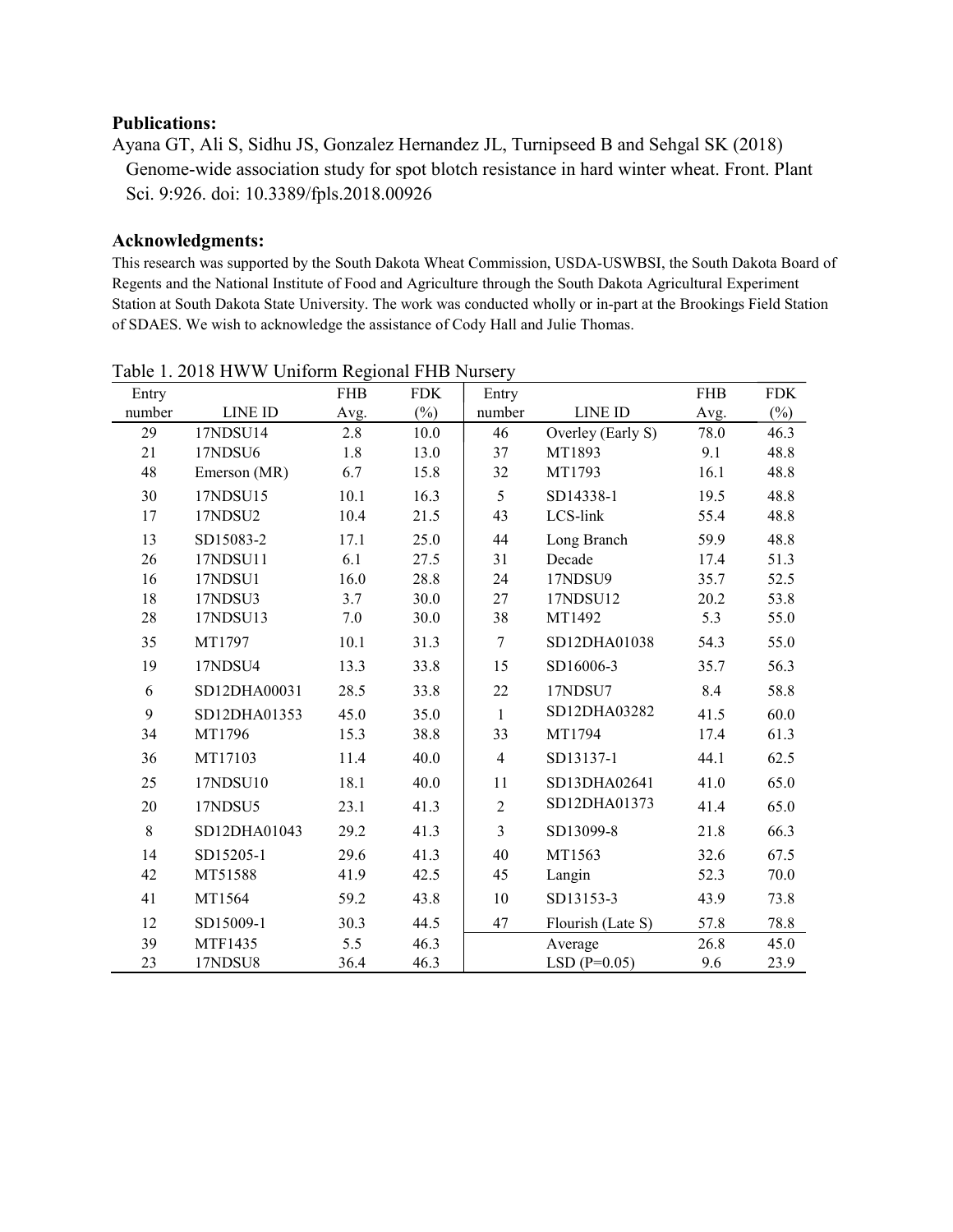**Publications:**

Ayana GT, Ali S, Sidhu JS, Gonzalez Hernandez JL, Turnipseed B and Sehgal SK (2018) Genome-wide association study for spot blotch resistance in hard winter wheat. Front. Plant Sci. 9:926. doi: 10.3389/fpls.2018.00926

**Acknowledgments:**

This research was supported by the South Dakota Wheat Commission, USDA-USWBSI, the South Dakota Board of Regents and the National Institute of Food and Agriculture through the South Dakota Agricultural Experiment Station at South Dakota State University. The work was conducted wholly or in-part at the Brookings Field Station of SDAES. We wish to acknowledge the assistance of Cody Hall and Julie Thomas.

Table 1. 2018 HWW Uniform Regional FHB Nursery

| Entry number | LINE ID | FHB Avg. | FDK (%) | Entry number | LINE ID | FHB Avg. | FDK (%) |
|---|---|---|---|---|---|---|---|
| 29 | 17NDSU14 | 2.8 | 10.0 | 46 | Overley (Early S) | 78.0 | 46.3 |
| 21 | 17NDSU6 | 1.8 | 13.0 | 37 | MT1893 | 9.1 | 48.8 |
| 48 | Emerson (MR) | 6.7 | 15.8 | 32 | MT1793 | 16.1 | 48.8 |
| 30 | 17NDSU15 | 10.1 | 16.3 | 5 | SD14338-1 | 19.5 | 48.8 |
| 17 | 17NDSU2 | 10.4 | 21.5 | 43 | LCS-link | 55.4 | 48.8 |
| 13 | SD15083-2 | 17.1 | 25.0 | 44 | Long Branch | 59.9 | 48.8 |
| 26 | 17NDSU11 | 6.1 | 27.5 | 31 | Decade | 17.4 | 51.3 |
| 16 | 17NDSU1 | 16.0 | 28.8 | 24 | 17NDSU9 | 35.7 | 52.5 |
| 18 | 17NDSU3 | 3.7 | 30.0 | 27 | 17NDSU12 | 20.2 | 53.8 |
| 28 | 17NDSU13 | 7.0 | 30.0 | 38 | MT1492 | 5.3 | 55.0 |
| 35 | MT1797 | 10.1 | 31.3 | 7 | SD12DHA01038 | 54.3 | 55.0 |
| 19 | 17NDSU4 | 13.3 | 33.8 | 15 | SD16006-3 | 35.7 | 56.3 |
| 6 | SD12DHA00031 | 28.5 | 33.8 | 22 | 17NDSU7 | 8.4 | 58.8 |
| 9 | SD12DHA01353 | 45.0 | 35.0 | 1 | SD12DHA03282 | 41.5 | 60.0 |
| 34 | MT1796 | 15.3 | 38.8 | 33 | MT1794 | 17.4 | 61.3 |
| 36 | MT17103 | 11.4 | 40.0 | 4 | SD13137-1 | 44.1 | 62.5 |
| 25 | 17NDSU10 | 18.1 | 40.0 | 11 | SD13DHA02641 | 41.0 | 65.0 |
| 20 | 17NDSU5 | 23.1 | 41.3 | 2 | SD12DHA01373 | 41.4 | 65.0 |
| 8 | SD12DHA01043 | 29.2 | 41.3 | 3 | SD13099-8 | 21.8 | 66.3 |
| 14 | SD15205-1 | 29.6 | 41.3 | 40 | MT1563 | 32.6 | 67.5 |
| 42 | MT51588 | 41.9 | 42.5 | 45 | Langin | 52.3 | 70.0 |
| 41 | MT1564 | 59.2 | 43.8 | 10 | SD13153-3 | 43.9 | 73.8 |
| 12 | SD15009-1 | 30.3 | 44.5 | 47 | Flourish (Late S) | 57.8 | 78.8 |
| 39 | MTF1435 | 5.5 | 46.3 | | Average | 26.8 | 45.0 |
| 23 | 17NDSU8 | 36.4 | 46.3 | | LSD (P=0.05) | 9.6 | 23.9 |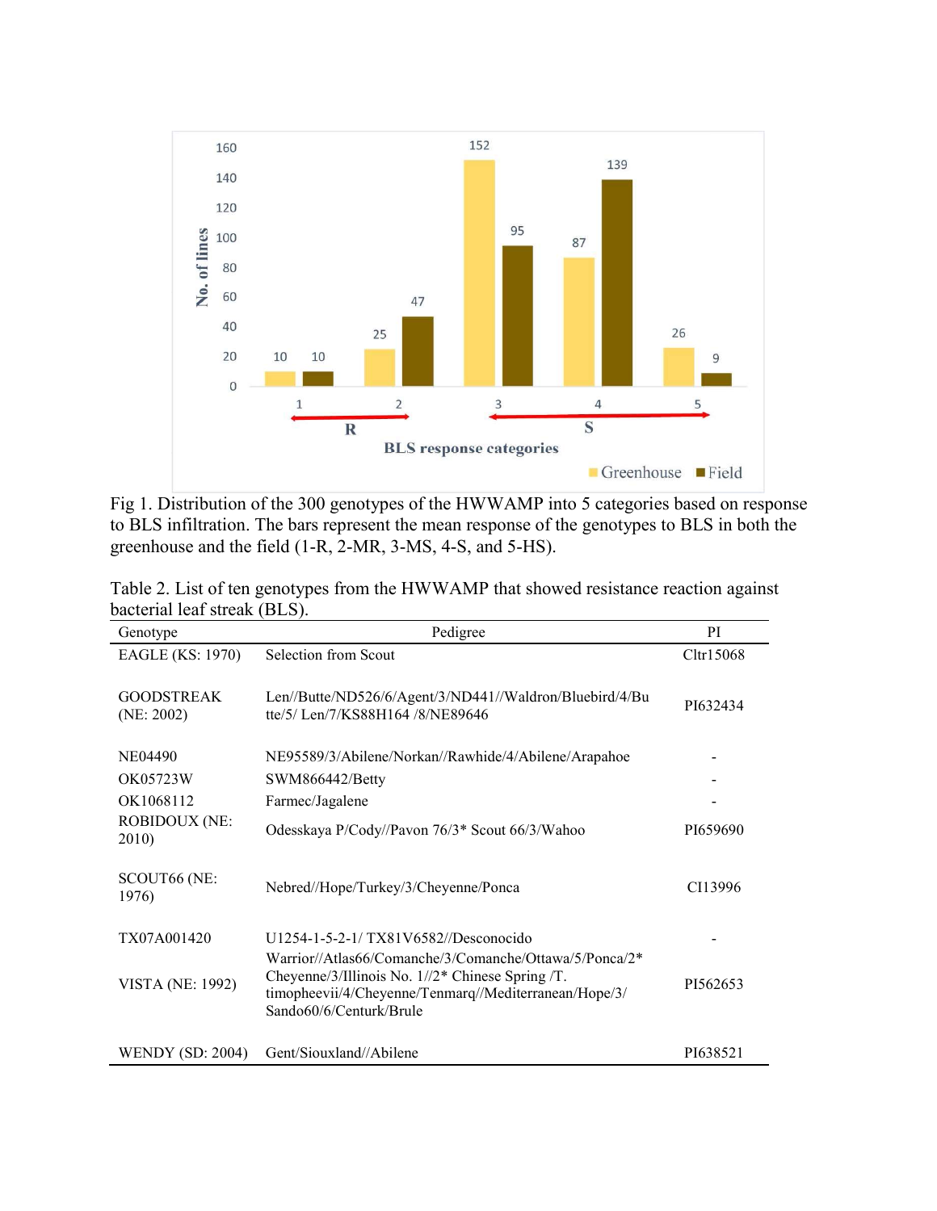160
140
120
100
80
60
40
20
0

No. of lines

10 10
25 47
152 95
87 139
26 9

1 2 3 4 5

R S

BLS response categories

Greenhouse Field

Fig 1. Distribution of the 300 genotypes of the HWWAMP into 5 categories based on response to BLS infiltration. The bars represent the mean response of the genotypes to BLS in both the greenhouse and the field (1-R, 2-MR, 3-MS, 4-S, and 5-HS).

Table 2. List of ten genotypes from the HWWAMP that showed resistance reaction against bacterial leaf streak (BLS).

| Genotype | Pedigree | PI |
|---|---|---|
| EAGLE (KS: 1970) | Selection from Scout | Cltr15068 |
| GOODSTREAK (NE: 2002) | Len//Butte/ND526/6/Agent/3/ND441//Waldron/Bluebird/4/Butte/5/ Len/7/KS88H164 /8/NE89646 | PI632434 |
| NE04490 | NE95589/3/Abilene/Norkan//Rawhide/4/Abilene/Arapahoe | - |
| OK05723W | SWM866442/Betty | - |
| OK1068112 | Farmec/Jagalene | - |
| ROBIDOUX (NE: 2010) | Odesskaya P/Cody//Pavon 76/3* Scout 66/3/Wahoo | PI659690 |
| SCOUT66 (NE: 1976) | Nebred//Hope/Turkey/3/Cheyenne/Ponca | CI13996 |
| TX07A001420 | U1254-1-5-2-1/ TX81V6582//Desconocido | - |
| VISTA (NE: 1992) | Warrior//Atlas66/Comanche/3/Comanche/Ottawa/5/Ponca/2* Cheyenne/3/Illinois No. 1//2* Chinese Spring /T. timopheevii/4/Cheyenne/Tenmarq//Mediterranean/Hope/3/ Sando60/6/Centurk/Brule | PI562653 |
| WENDY (SD: 2004) | Gent/Siouxland//Abilene | PI638521 |